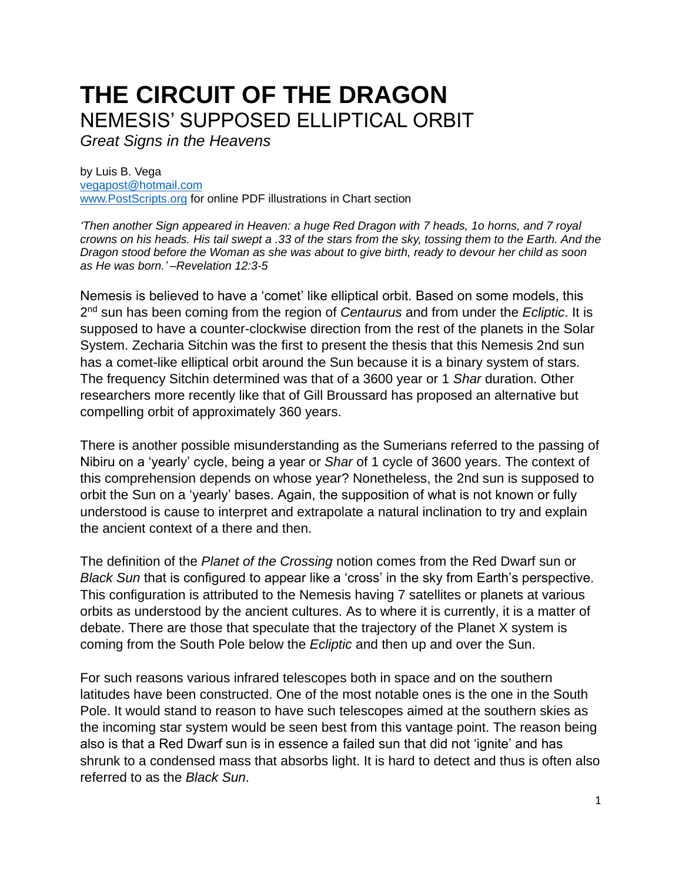# THE CIRCUIT OF THE DRAGON

## NEMESIS' SUPPOSED ELLIPTICAL ORBIT

*Great Signs in the Heavens*

by Luis B. Vega
vegapost@hotmail.com
www.PostScripts.org for online PDF illustrations in Chart section

*'Then another Sign appeared in Heaven: a huge Red Dragon with 7 heads, 1o horns, and 7 royal crowns on his heads. His tail swept a .33 of the stars from the sky, tossing them to the Earth. And the Dragon stood before the Woman as she was about to give birth, ready to devour her child as soon as He was born.' –Revelation 12:3-5*

Nemesis is believed to have a 'comet' like elliptical orbit. Based on some models, this 2nd sun has been coming from the region of *Centaurus* and from under the *Ecliptic*. It is supposed to have a counter-clockwise direction from the rest of the planets in the Solar System. Zecharia Sitchin was the first to present the thesis that this Nemesis 2nd sun has a comet-like elliptical orbit around the Sun because it is a binary system of stars. The frequency Sitchin determined was that of a 3600 year or 1 *Shar* duration. Other researchers more recently like that of Gill Broussard has proposed an alternative but compelling orbit of approximately 360 years.

There is another possible misunderstanding as the Sumerians referred to the passing of Nibiru on a 'yearly' cycle, being a year or *Shar* of 1 cycle of 3600 years. The context of this comprehension depends on whose year? Nonetheless, the 2nd sun is supposed to orbit the Sun on a 'yearly' bases. Again, the supposition of what is not known or fully understood is cause to interpret and extrapolate a natural inclination to try and explain the ancient context of a there and then.

The definition of the *Planet of the Crossing* notion comes from the Red Dwarf sun or *Black Sun* that is configured to appear like a 'cross' in the sky from Earth's perspective. This configuration is attributed to the Nemesis having 7 satellites or planets at various orbits as understood by the ancient cultures. As to where it is currently, it is a matter of debate. There are those that speculate that the trajectory of the Planet X system is coming from the South Pole below the *Ecliptic* and then up and over the Sun.

For such reasons various infrared telescopes both in space and on the southern latitudes have been constructed. One of the most notable ones is the one in the South Pole. It would stand to reason to have such telescopes aimed at the southern skies as the incoming star system would be seen best from this vantage point. The reason being also is that a Red Dwarf sun is in essence a failed sun that did not 'ignite' and has shrunk to a condensed mass that absorbs light. It is hard to detect and thus is often also referred to as the *Black Sun*.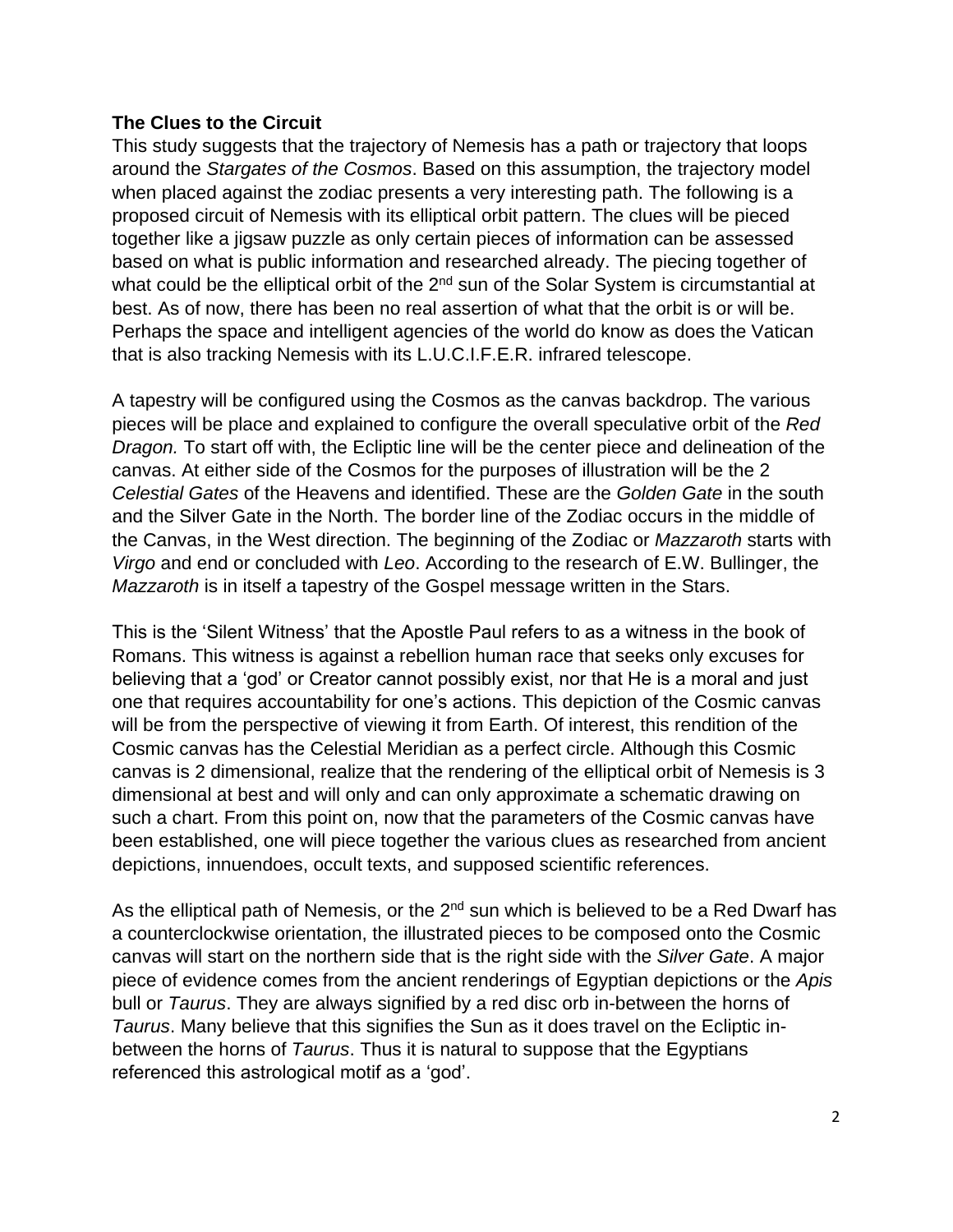**The Clues to the Circuit**

This study suggests that the trajectory of Nemesis has a path or trajectory that loops around the *Stargates of the Cosmos*. Based on this assumption, the trajectory model when placed against the zodiac presents a very interesting path. The following is a proposed circuit of Nemesis with its elliptical orbit pattern. The clues will be pieced together like a jigsaw puzzle as only certain pieces of information can be assessed based on what is public information and researched already. The piecing together of what could be the elliptical orbit of the 2nd sun of the Solar System is circumstantial at best. As of now, there has been no real assertion of what that the orbit is or will be. Perhaps the space and intelligent agencies of the world do know as does the Vatican that is also tracking Nemesis with its L.U.C.I.F.E.R. infrared telescope.

A tapestry will be configured using the Cosmos as the canvas backdrop. The various pieces will be place and explained to configure the overall speculative orbit of the *Red Dragon.* To start off with, the Ecliptic line will be the center piece and delineation of the canvas. At either side of the Cosmos for the purposes of illustration will be the 2 *Celestial Gates* of the Heavens and identified. These are the *Golden Gate* in the south and the Silver Gate in the North. The border line of the Zodiac occurs in the middle of the Canvas, in the West direction. The beginning of the Zodiac or *Mazzaroth* starts with *Virgo* and end or concluded with *Leo*. According to the research of E.W. Bullinger, the *Mazzaroth* is in itself a tapestry of the Gospel message written in the Stars.

This is the 'Silent Witness' that the Apostle Paul refers to as a witness in the book of Romans. This witness is against a rebellion human race that seeks only excuses for believing that a 'god' or Creator cannot possibly exist, nor that He is a moral and just one that requires accountability for one's actions. This depiction of the Cosmic canvas will be from the perspective of viewing it from Earth. Of interest, this rendition of the Cosmic canvas has the Celestial Meridian as a perfect circle. Although this Cosmic canvas is 2 dimensional, realize that the rendering of the elliptical orbit of Nemesis is 3 dimensional at best and will only and can only approximate a schematic drawing on such a chart. From this point on, now that the parameters of the Cosmic canvas have been established, one will piece together the various clues as researched from ancient depictions, innuendoes, occult texts, and supposed scientific references.

As the elliptical path of Nemesis, or the 2nd sun which is believed to be a Red Dwarf has a counterclockwise orientation, the illustrated pieces to be composed onto the Cosmic canvas will start on the northern side that is the right side with the *Silver Gate*. A major piece of evidence comes from the ancient renderings of Egyptian depictions or the *Apis* bull or *Taurus*. They are always signified by a red disc orb in-between the horns of *Taurus*. Many believe that this signifies the Sun as it does travel on the Ecliptic in-between the horns of *Taurus*. Thus it is natural to suppose that the Egyptians referenced this astrological motif as a 'god'.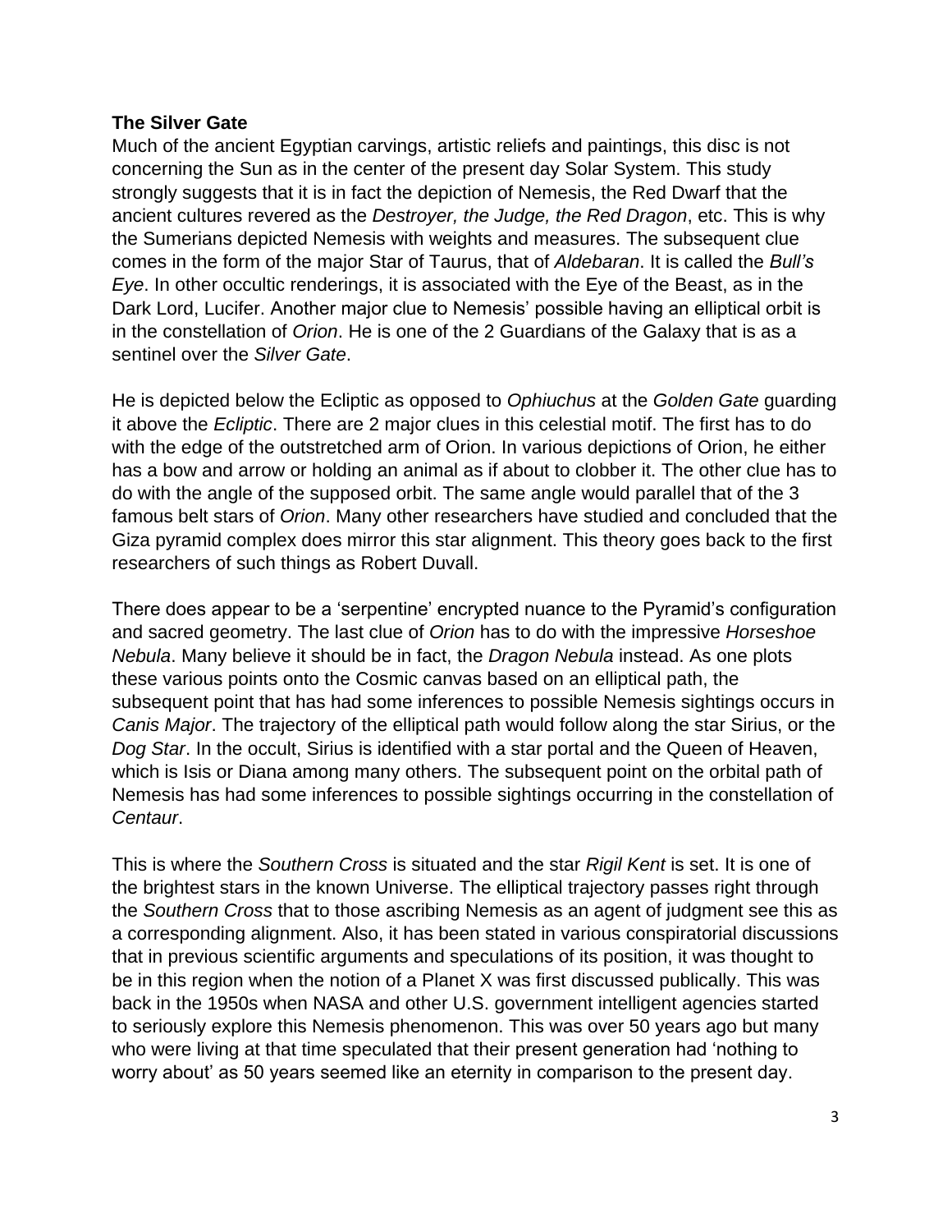**The Silver Gate**

Much of the ancient Egyptian carvings, artistic reliefs and paintings, this disc is not concerning the Sun as in the center of the present day Solar System. This study strongly suggests that it is in fact the depiction of Nemesis, the Red Dwarf that the ancient cultures revered as the *Destroyer, the Judge, the Red Dragon*, etc. This is why the Sumerians depicted Nemesis with weights and measures. The subsequent clue comes in the form of the major Star of Taurus, that of *Aldebaran*. It is called the *Bull's Eye*. In other occultic renderings, it is associated with the Eye of the Beast, as in the Dark Lord, Lucifer. Another major clue to Nemesis' possible having an elliptical orbit is in the constellation of *Orion*. He is one of the 2 Guardians of the Galaxy that is as a sentinel over the *Silver Gate*.

He is depicted below the Ecliptic as opposed to *Ophiuchus* at the *Golden Gate* guarding it above the *Ecliptic*. There are 2 major clues in this celestial motif. The first has to do with the edge of the outstretched arm of Orion. In various depictions of Orion, he either has a bow and arrow or holding an animal as if about to clobber it. The other clue has to do with the angle of the supposed orbit. The same angle would parallel that of the 3 famous belt stars of *Orion*. Many other researchers have studied and concluded that the Giza pyramid complex does mirror this star alignment. This theory goes back to the first researchers of such things as Robert Duvall.

There does appear to be a 'serpentine' encrypted nuance to the Pyramid's configuration and sacred geometry. The last clue of *Orion* has to do with the impressive *Horseshoe Nebula*. Many believe it should be in fact, the *Dragon Nebula* instead. As one plots these various points onto the Cosmic canvas based on an elliptical path, the subsequent point that has had some inferences to possible Nemesis sightings occurs in *Canis Major*. The trajectory of the elliptical path would follow along the star Sirius, or the *Dog Star*. In the occult, Sirius is identified with a star portal and the Queen of Heaven, which is Isis or Diana among many others. The subsequent point on the orbital path of Nemesis has had some inferences to possible sightings occurring in the constellation of *Centaur*.

This is where the *Southern Cross* is situated and the star *Rigil Kent* is set. It is one of the brightest stars in the known Universe. The elliptical trajectory passes right through the *Southern Cross* that to those ascribing Nemesis as an agent of judgment see this as a corresponding alignment. Also, it has been stated in various conspiratorial discussions that in previous scientific arguments and speculations of its position, it was thought to be in this region when the notion of a Planet X was first discussed publically. This was back in the 1950s when NASA and other U.S. government intelligent agencies started to seriously explore this Nemesis phenomenon. This was over 50 years ago but many who were living at that time speculated that their present generation had 'nothing to worry about' as 50 years seemed like an eternity in comparison to the present day.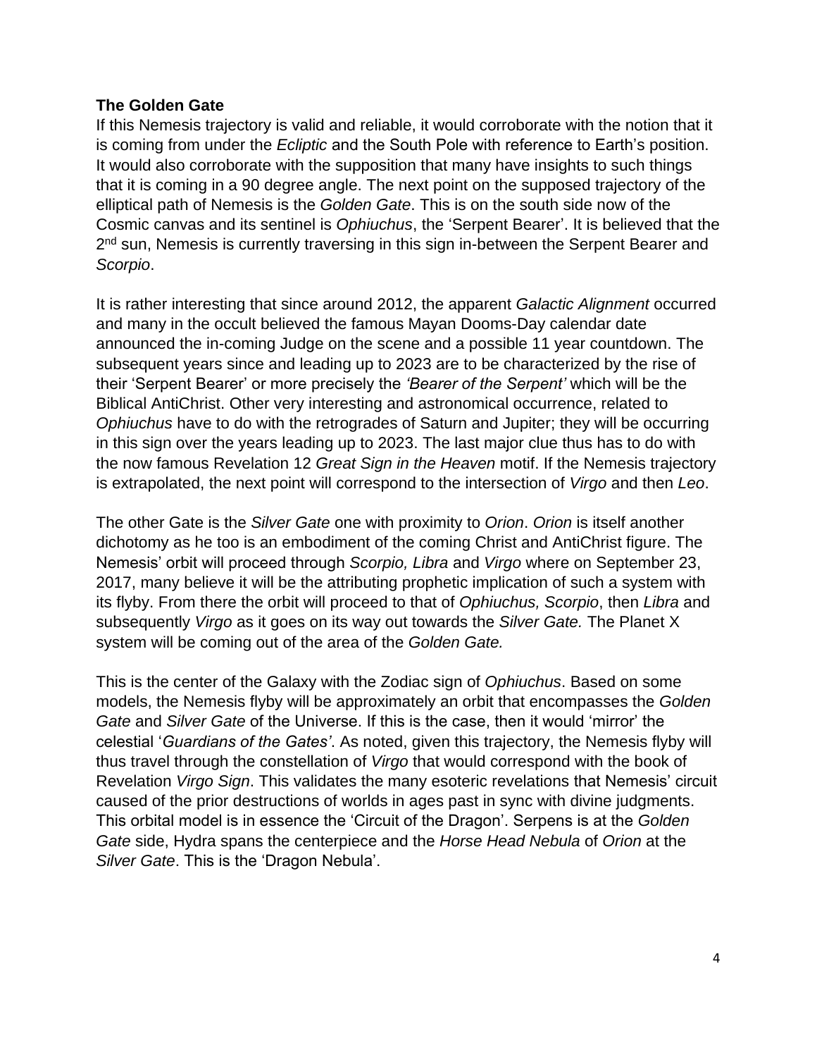**The Golden Gate**

If this Nemesis trajectory is valid and reliable, it would corroborate with the notion that it is coming from under the *Ecliptic* and the South Pole with reference to Earth's position. It would also corroborate with the supposition that many have insights to such things that it is coming in a 90 degree angle. The next point on the supposed trajectory of the elliptical path of Nemesis is the *Golden Gate*. This is on the south side now of the Cosmic canvas and its sentinel is *Ophiuchus*, the 'Serpent Bearer'. It is believed that the 2nd sun, Nemesis is currently traversing in this sign in-between the Serpent Bearer and *Scorpio*.

It is rather interesting that since around 2012, the apparent *Galactic Alignment* occurred and many in the occult believed the famous Mayan Dooms-Day calendar date announced the in-coming Judge on the scene and a possible 11 year countdown. The subsequent years since and leading up to 2023 are to be characterized by the rise of their 'Serpent Bearer' or more precisely the *'Bearer of the Serpent'* which will be the Biblical AntiChrist. Other very interesting and astronomical occurrence, related to *Ophiuchus* have to do with the retrogrades of Saturn and Jupiter; they will be occurring in this sign over the years leading up to 2023. The last major clue thus has to do with the now famous Revelation 12 *Great Sign in the Heaven* motif. If the Nemesis trajectory is extrapolated, the next point will correspond to the intersection of *Virgo* and then *Leo*.

The other Gate is the *Silver Gate* one with proximity to *Orion*. *Orion* is itself another dichotomy as he too is an embodiment of the coming Christ and AntiChrist figure. The Nemesis' orbit will proceed through *Scorpio, Libra* and *Virgo* where on September 23, 2017, many believe it will be the attributing prophetic implication of such a system with its flyby. From there the orbit will proceed to that of *Ophiuchus, Scorpio*, then *Libra* and subsequently *Virgo* as it goes on its way out towards the *Silver Gate.* The Planet X system will be coming out of the area of the *Golden Gate.*

This is the center of the Galaxy with the Zodiac sign of *Ophiuchus*. Based on some models, the Nemesis flyby will be approximately an orbit that encompasses the *Golden Gate* and *Silver Gate* of the Universe. If this is the case, then it would 'mirror' the celestial '*Guardians of the Gates'*. As noted, given this trajectory, the Nemesis flyby will thus travel through the constellation of *Virgo* that would correspond with the book of Revelation *Virgo Sign*. This validates the many esoteric revelations that Nemesis' circuit caused of the prior destructions of worlds in ages past in sync with divine judgments. This orbital model is in essence the 'Circuit of the Dragon'. Serpens is at the *Golden Gate* side, Hydra spans the centerpiece and the *Horse Head Nebula* of *Orion* at the *Silver Gate*. This is the 'Dragon Nebula'.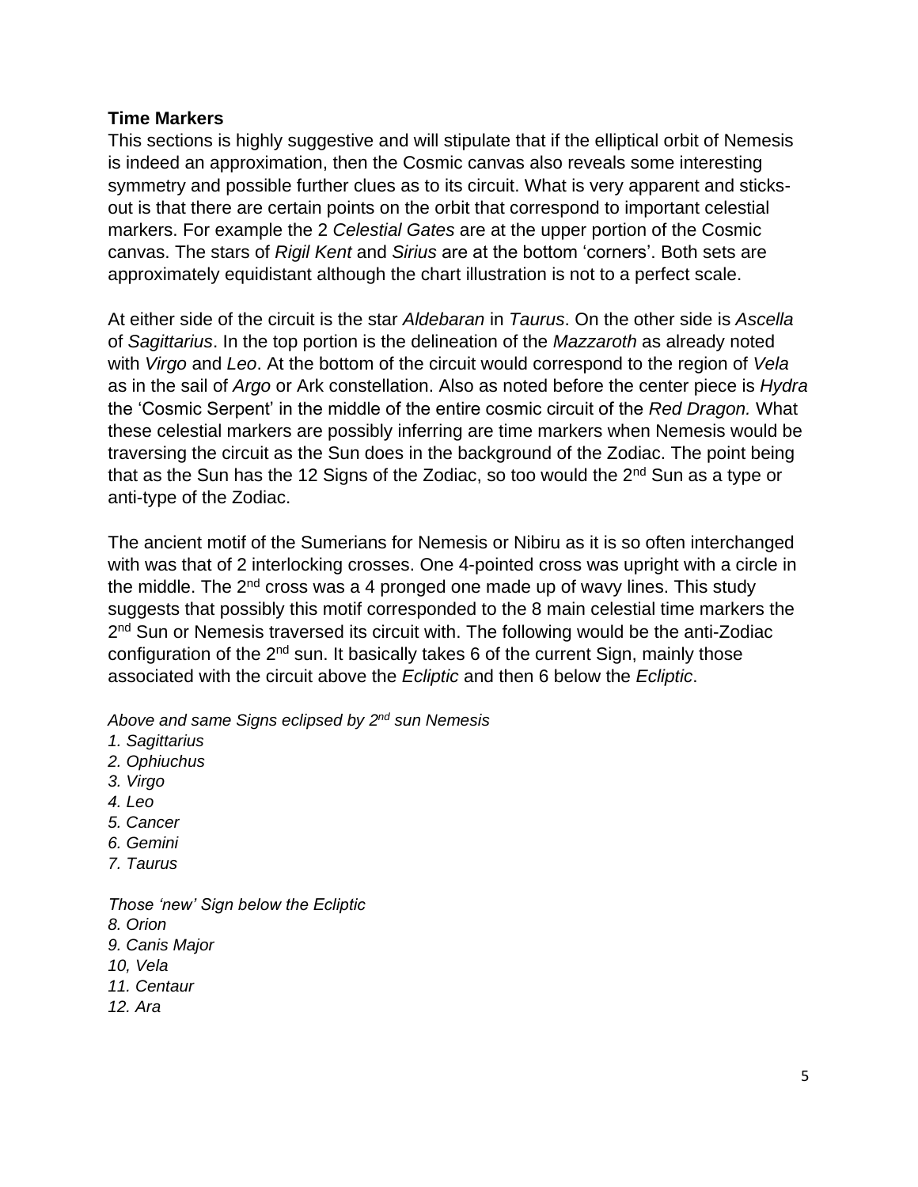**Time Markers**

This sections is highly suggestive and will stipulate that if the elliptical orbit of Nemesis is indeed an approximation, then the Cosmic canvas also reveals some interesting symmetry and possible further clues as to its circuit. What is very apparent and sticks-out is that there are certain points on the orbit that correspond to important celestial markers. For example the 2 *Celestial Gates* are at the upper portion of the Cosmic canvas. The stars of *Rigil Kent* and *Sirius* are at the bottom 'corners'. Both sets are approximately equidistant although the chart illustration is not to a perfect scale.

At either side of the circuit is the star *Aldebaran* in *Taurus*. On the other side is *Ascella* of *Sagittarius*. In the top portion is the delineation of the *Mazzaroth* as already noted with *Virgo* and *Leo*. At the bottom of the circuit would correspond to the region of *Vela* as in the sail of *Argo* or Ark constellation. Also as noted before the center piece is *Hydra* the 'Cosmic Serpent' in the middle of the entire cosmic circuit of the *Red Dragon.* What these celestial markers are possibly inferring are time markers when Nemesis would be traversing the circuit as the Sun does in the background of the Zodiac. The point being that as the Sun has the 12 Signs of the Zodiac, so too would the 2nd Sun as a type or anti-type of the Zodiac.

The ancient motif of the Sumerians for Nemesis or Nibiru as it is so often interchanged with was that of 2 interlocking crosses. One 4-pointed cross was upright with a circle in the middle. The 2nd cross was a 4 pronged one made up of wavy lines. This study suggests that possibly this motif corresponded to the 8 main celestial time markers the 2nd Sun or Nemesis traversed its circuit with. The following would be the anti-Zodiac configuration of the 2nd sun. It basically takes 6 of the current Sign, mainly those associated with the circuit above the *Ecliptic* and then 6 below the *Ecliptic*.

*Above and same Signs eclipsed by 2nd sun Nemesis*

*1. Sagittarius*
*2. Ophiuchus*
*3. Virgo*
*4. Leo*
*5. Cancer*
*6. Gemini*
*7. Taurus*

*Those 'new' Sign below the Ecliptic*

*8. Orion*
*9. Canis Major*
*10, Vela*
*11. Centaur*
*12. Ara*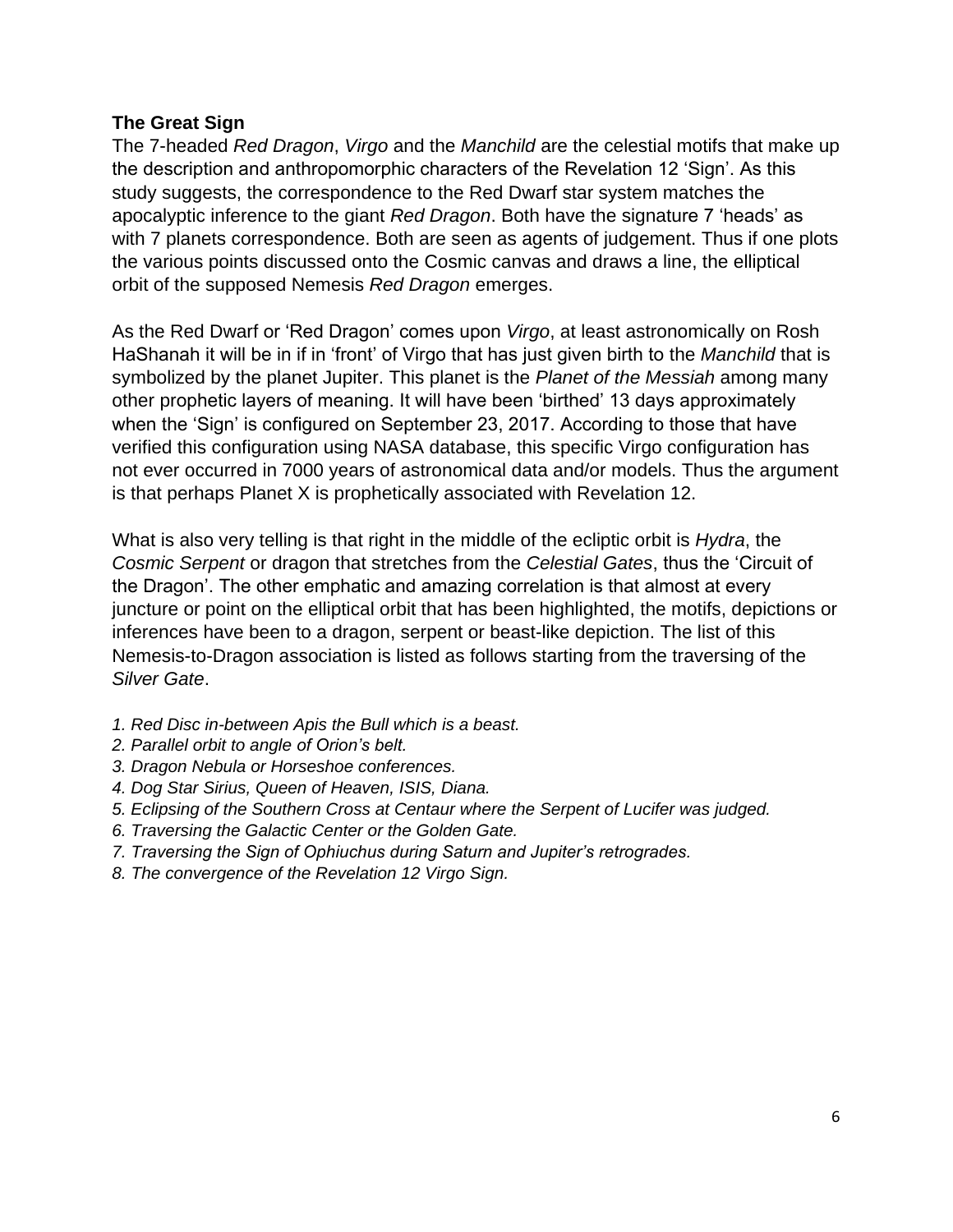**The Great Sign**

The 7-headed *Red Dragon*, *Virgo* and the *Manchild* are the celestial motifs that make up the description and anthropomorphic characters of the Revelation 12 'Sign'. As this study suggests, the correspondence to the Red Dwarf star system matches the apocalyptic inference to the giant *Red Dragon*. Both have the signature 7 'heads' as with 7 planets correspondence. Both are seen as agents of judgement. Thus if one plots the various points discussed onto the Cosmic canvas and draws a line, the elliptical orbit of the supposed Nemesis *Red Dragon* emerges.

As the Red Dwarf or 'Red Dragon' comes upon *Virgo*, at least astronomically on Rosh HaShanah it will be in if in 'front' of Virgo that has just given birth to the *Manchild* that is symbolized by the planet Jupiter. This planet is the *Planet of the Messiah* among many other prophetic layers of meaning. It will have been 'birthed' 13 days approximately when the 'Sign' is configured on September 23, 2017. According to those that have verified this configuration using NASA database, this specific Virgo configuration has not ever occurred in 7000 years of astronomical data and/or models. Thus the argument is that perhaps Planet X is prophetically associated with Revelation 12.

What is also very telling is that right in the middle of the ecliptic orbit is *Hydra*, the *Cosmic Serpent* or dragon that stretches from the *Celestial Gates*, thus the 'Circuit of the Dragon'. The other emphatic and amazing correlation is that almost at every juncture or point on the elliptical orbit that has been highlighted, the motifs, depictions or inferences have been to a dragon, serpent or beast-like depiction. The list of this Nemesis-to-Dragon association is listed as follows starting from the traversing of the *Silver Gate*.

1. *Red Disc in-between Apis the Bull which is a beast.*
2. *Parallel orbit to angle of Orion's belt.*
3. *Dragon Nebula or Horseshoe conferences.*
4. *Dog Star Sirius, Queen of Heaven, ISIS, Diana.*
5. *Eclipsing of the Southern Cross at Centaur where the Serpent of Lucifer was judged.*
6. *Traversing the Galactic Center or the Golden Gate.*
7. *Traversing the Sign of Ophiuchus during Saturn and Jupiter's retrogrades.*
8. *The convergence of the Revelation 12 Virgo Sign.*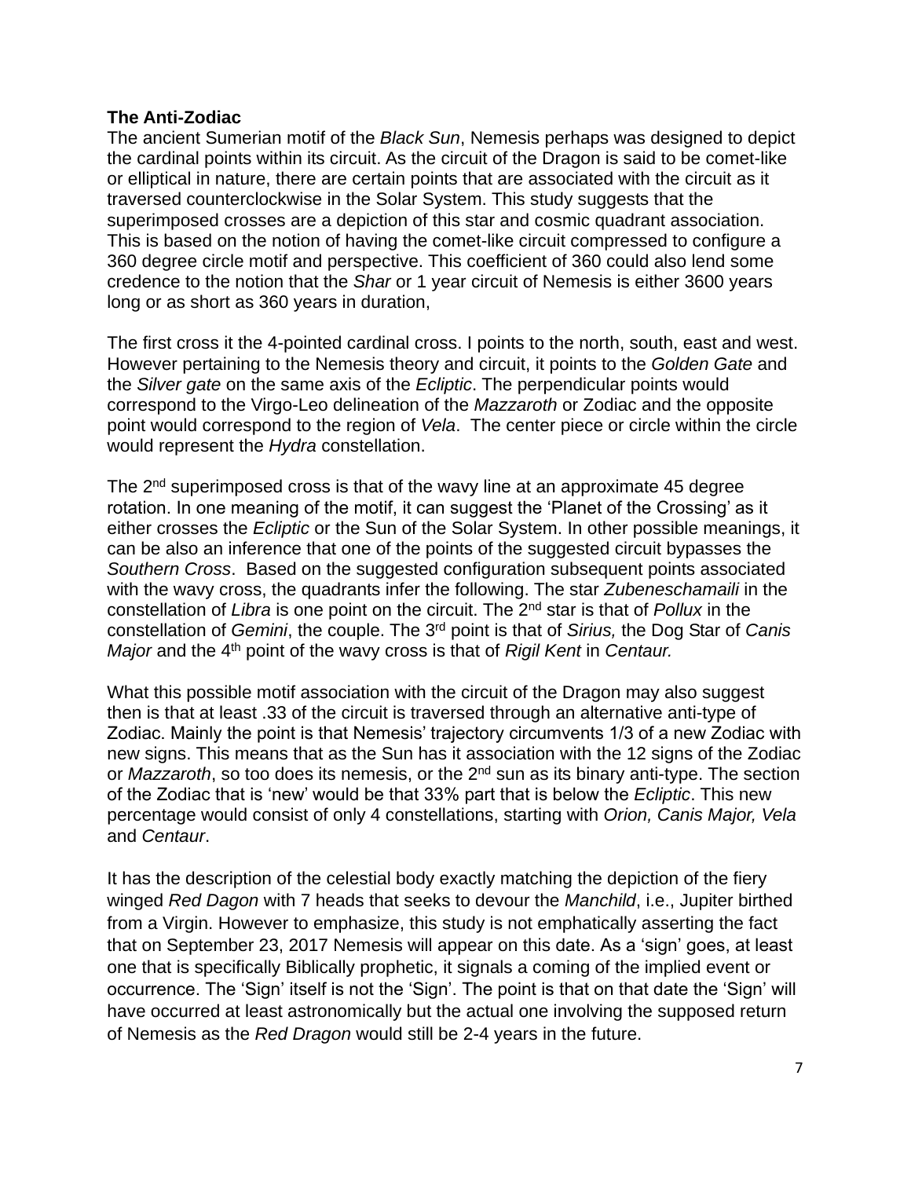**The Anti-Zodiac**

The ancient Sumerian motif of the *Black Sun*, Nemesis perhaps was designed to depict the cardinal points within its circuit. As the circuit of the Dragon is said to be comet-like or elliptical in nature, there are certain points that are associated with the circuit as it traversed counterclockwise in the Solar System. This study suggests that the superimposed crosses are a depiction of this star and cosmic quadrant association. This is based on the notion of having the comet-like circuit compressed to configure a 360 degree circle motif and perspective. This coefficient of 360 could also lend some credence to the notion that the *Shar* or 1 year circuit of Nemesis is either 3600 years long or as short as 360 years in duration,

The first cross it the 4-pointed cardinal cross. I points to the north, south, east and west. However pertaining to the Nemesis theory and circuit, it points to the *Golden Gate* and the *Silver gate* on the same axis of the *Ecliptic*. The perpendicular points would correspond to the Virgo-Leo delineation of the *Mazzaroth* or Zodiac and the opposite point would correspond to the region of *Vela*. The center piece or circle within the circle would represent the *Hydra* constellation.

The 2nd superimposed cross is that of the wavy line at an approximate 45 degree rotation. In one meaning of the motif, it can suggest the 'Planet of the Crossing' as it either crosses the *Ecliptic* or the Sun of the Solar System. In other possible meanings, it can be also an inference that one of the points of the suggested circuit bypasses the *Southern Cross*. Based on the suggested configuration subsequent points associated with the wavy cross, the quadrants infer the following. The star *Zubeneschamaili* in the constellation of *Libra* is one point on the circuit. The 2nd star is that of *Pollux* in the constellation of *Gemini*, the couple. The 3rd point is that of *Sirius,* the Dog Star of *Canis Major* and the 4th point of the wavy cross is that of *Rigil Kent* in *Centaur.*

What this possible motif association with the circuit of the Dragon may also suggest then is that at least .33 of the circuit is traversed through an alternative anti-type of Zodiac. Mainly the point is that Nemesis' trajectory circumvents 1/3 of a new Zodiac with new signs. This means that as the Sun has it association with the 12 signs of the Zodiac or *Mazzaroth*, so too does its nemesis, or the 2nd sun as its binary anti-type. The section of the Zodiac that is 'new' would be that 33% part that is below the *Ecliptic*. This new percentage would consist of only 4 constellations, starting with *Orion, Canis Major, Vela* and *Centaur*.

It has the description of the celestial body exactly matching the depiction of the fiery winged *Red Dagon* with 7 heads that seeks to devour the *Manchild*, i.e., Jupiter birthed from a Virgin. However to emphasize, this study is not emphatically asserting the fact that on September 23, 2017 Nemesis will appear on this date. As a 'sign' goes, at least one that is specifically Biblically prophetic, it signals a coming of the implied event or occurrence. The 'Sign' itself is not the 'Sign'. The point is that on that date the 'Sign' will have occurred at least astronomically but the actual one involving the supposed return of Nemesis as the *Red Dragon* would still be 2-4 years in the future.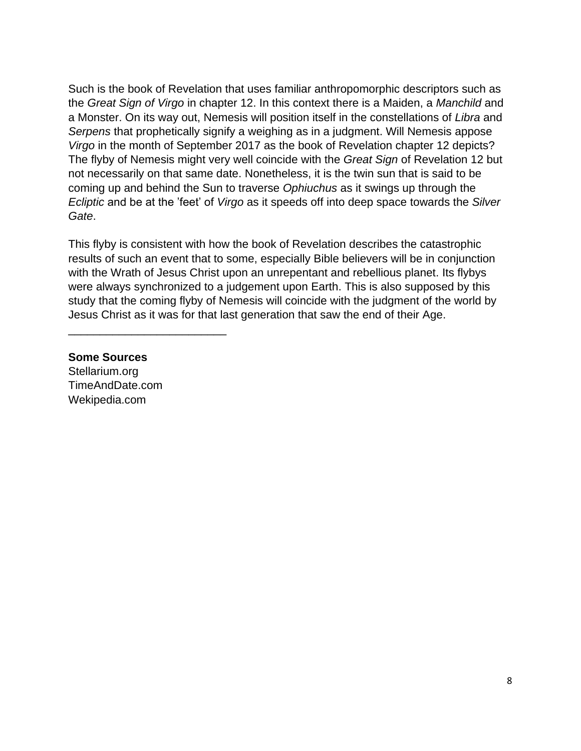Such is the book of Revelation that uses familiar anthropomorphic descriptors such as the *Great Sign of Virgo* in chapter 12. In this context there is a Maiden, a *Manchild* and a Monster. On its way out, Nemesis will position itself in the constellations of *Libra* and *Serpens* that prophetically signify a weighing as in a judgment. Will Nemesis appose *Virgo* in the month of September 2017 as the book of Revelation chapter 12 depicts? The flyby of Nemesis might very well coincide with the *Great Sign* of Revelation 12 but not necessarily on that same date. Nonetheless, it is the twin sun that is said to be coming up and behind the Sun to traverse *Ophiuchus* as it swings up through the *Ecliptic* and be at the 'feet' of *Virgo* as it speeds off into deep space towards the *Silver Gate*.

This flyby is consistent with how the book of Revelation describes the catastrophic results of such an event that to some, especially Bible believers will be in conjunction with the Wrath of Jesus Christ upon an unrepentant and rebellious planet. Its flybys were always synchronized to a judgement upon Earth. This is also supposed by this study that the coming flyby of Nemesis will coincide with the judgment of the world by Jesus Christ as it was for that last generation that saw the end of their Age.

\_\_\_\_\_\_\_\_\_\_\_\_\_\_\_\_\_\_\_\_\_\_\_\_\_\_

**Some Sources**
Stellarium.org
TimeAndDate.com
Wekipedia.com